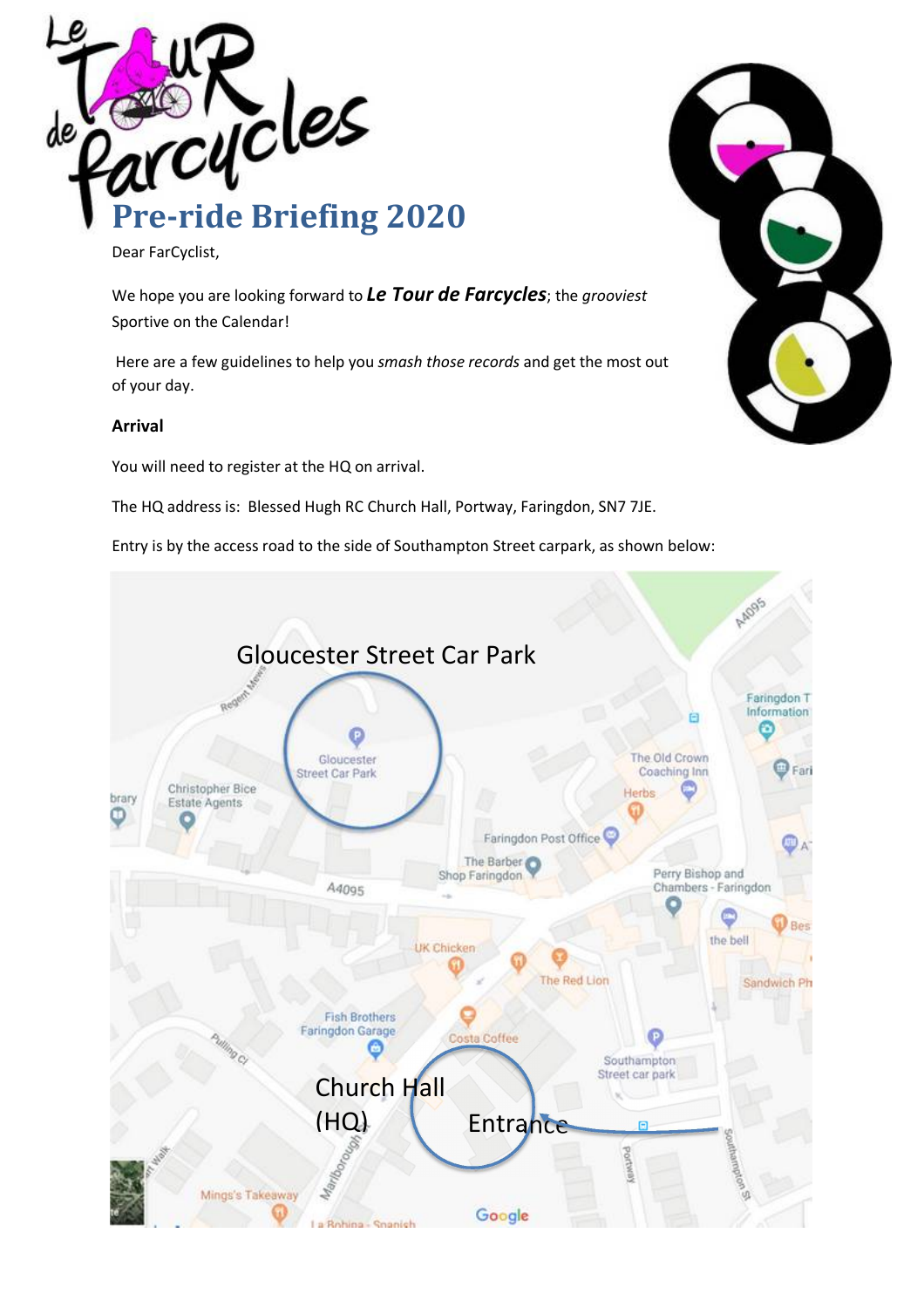# Pre-ride Briefing 2020

Dear FarCyclist,

We hope you are looking forward to ***Le Tour de Farcycles***; the *grooviest* Sportive on the Calendar!

Here are a few guidelines to help you *smash those records* and get the most out of your day.

**Arrival**

You will need to register at the HQ on arrival.

The HQ address is: Blessed Hugh RC Church Hall, Portway, Faringdon, SN7 7JE.

Entry is by the access road to the side of Southampton Street carpark, as shown below:

Gloucester Street Car Park

Church Hall (HQ)

Entrance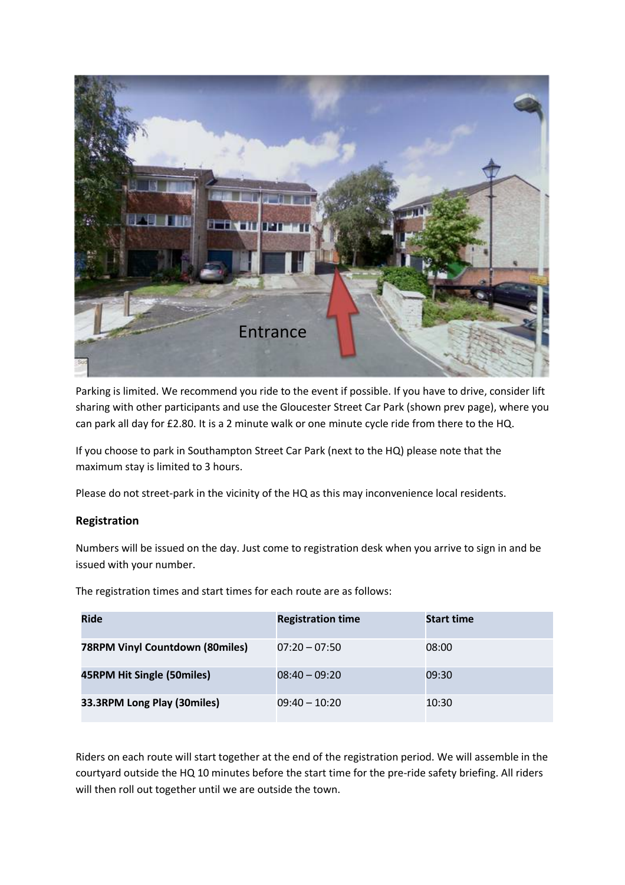Entrance

Parking is limited. We recommend you ride to the event if possible. If you have to drive, consider lift sharing with other participants and use the Gloucester Street Car Park (shown prev page), where you can park all day for £2.80. It is a 2 minute walk or one minute cycle ride from there to the HQ.

If you choose to park in Southampton Street Car Park (next to the HQ) please note that the maximum stay is limited to 3 hours.

Please do not street-park in the vicinity of the HQ as this may inconvenience local residents.

### Registration

Numbers will be issued on the day. Just come to registration desk when you arrive to sign in and be issued with your number.

The registration times and start times for each route are as follows:

| Ride | Registration time | Start time |
|---|---|---|
| **78RPM Vinyl Countdown (80miles)** | 07:20 – 07:50 | 08:00 |
| **45RPM Hit Single (50miles)** | 08:40 – 09:20 | 09:30 |
| **33.3RPM Long Play (30miles)** | 09:40 – 10:20 | 10:30 |

Riders on each route will start together at the end of the registration period. We will assemble in the courtyard outside the HQ 10 minutes before the start time for the pre-ride safety briefing. All riders will then roll out together until we are outside the town.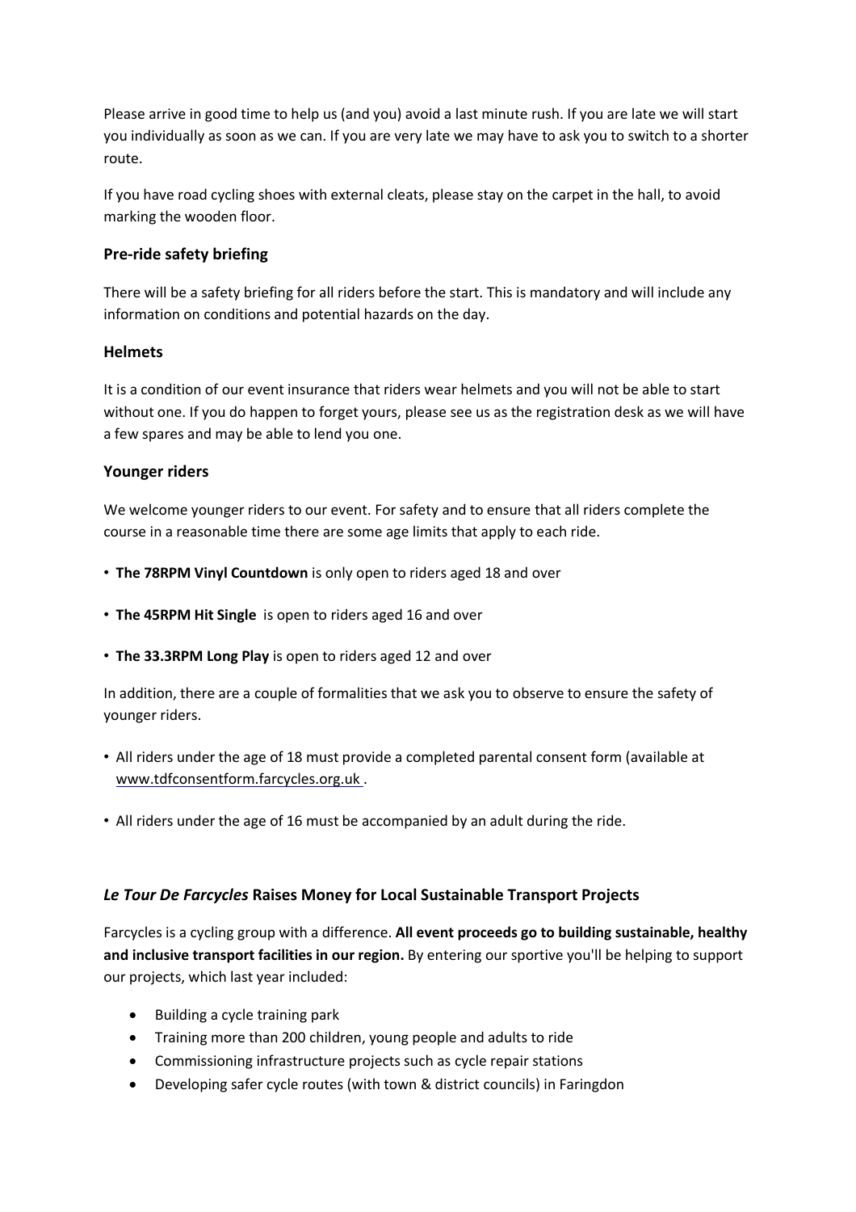Please arrive in good time to help us (and you) avoid a last minute rush. If you are late we will start you individually as soon as we can. If you are very late we may have to ask you to switch to a shorter route.

If you have road cycling shoes with external cleats, please stay on the carpet in the hall, to avoid marking the wooden floor.

### Pre-ride safety briefing

There will be a safety briefing for all riders before the start. This is mandatory and will include any information on conditions and potential hazards on the day.

### Helmets

It is a condition of our event insurance that riders wear helmets and you will not be able to start without one. If you do happen to forget yours, please see us as the registration desk as we will have a few spares and may be able to lend you one.

### Younger riders

We welcome younger riders to our event. For safety and to ensure that all riders complete the course in a reasonable time there are some age limits that apply to each ride.

- **The 78RPM Vinyl Countdown** is only open to riders aged 18 and over
- **The 45RPM Hit Single** is open to riders aged 16 and over
- **The 33.3RPM Long Play** is open to riders aged 12 and over

In addition, there are a couple of formalities that we ask you to observe to ensure the safety of younger riders.

- All riders under the age of 18 must provide a completed parental consent form (available at www.tdfconsentform.farcycles.org.uk .
- All riders under the age of 16 must be accompanied by an adult during the ride.

### *Le Tour De Farcycles* Raises Money for Local Sustainable Transport Projects

Farcycles is a cycling group with a difference. **All event proceeds go to building sustainable, healthy and inclusive transport facilities in our region.** By entering our sportive you'll be helping to support our projects, which last year included:

- Building a cycle training park
- Training more than 200 children, young people and adults to ride
- Commissioning infrastructure projects such as cycle repair stations
- Developing safer cycle routes (with town & district councils) in Faringdon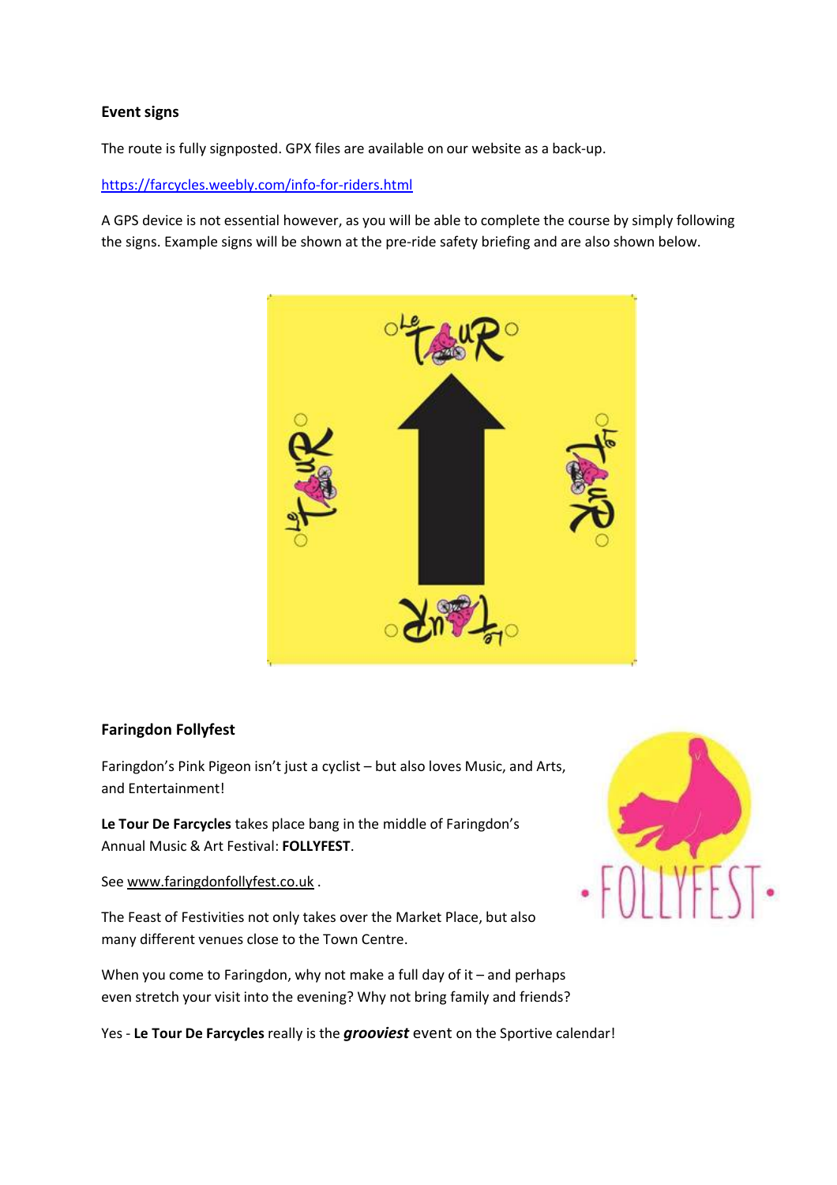**Event signs**

The route is fully signposted. GPX files are available on our website as a back-up.

[https://farcycles.weebly.com/info-for-riders.html](https://farcycles.weebly.com/info-for-riders.html)

A GPS device is not essential however, as you will be able to complete the course by simply following the signs. Example signs will be shown at the pre-ride safety briefing and are also shown below.

**Faringdon Follyfest**

Faringdon's Pink Pigeon isn't just a cyclist – but also loves Music, and Arts, and Entertainment!

**Le Tour De Farcycles** takes place bang in the middle of Faringdon's Annual Music & Art Festival: **FOLLYFEST**.

See [www.faringdonfollyfest.co.uk](http://www.faringdonfollyfest.co.uk) .

The Feast of Festivities not only takes over the Market Place, but also many different venues close to the Town Centre.

When you come to Faringdon, why not make a full day of it – and perhaps even stretch your visit into the evening? Why not bring family and friends?

Yes - **Le Tour De Farcycles** really is the ***grooviest*** event on the Sportive calendar!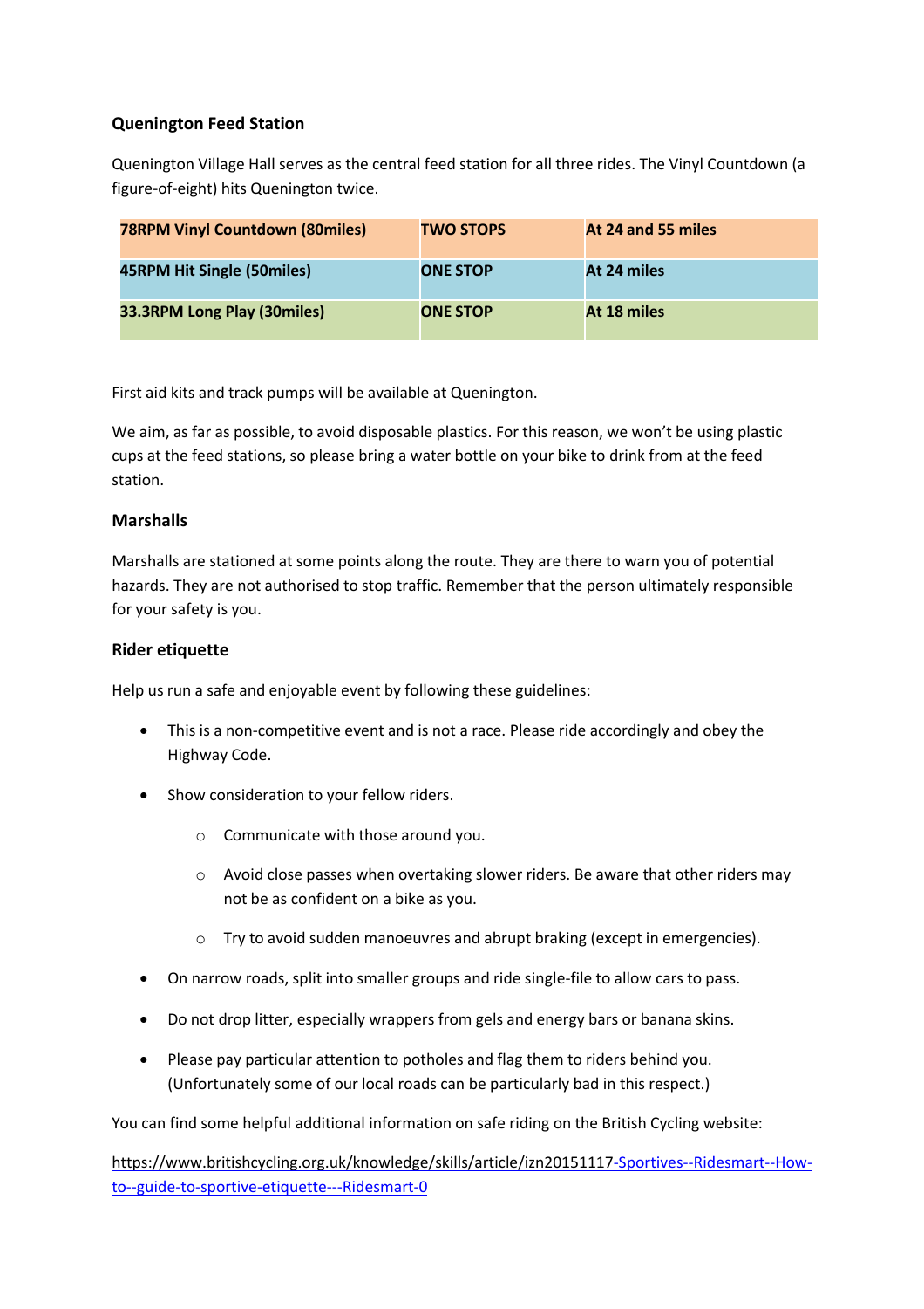### Quenington Feed Station

Quenington Village Hall serves as the central feed station for all three rides. The Vinyl Countdown (a figure-of-eight) hits Quenington twice.

| | | |
|---|---|---|
| **78RPM Vinyl Countdown (80miles)** | **TWO STOPS** | **At 24 and 55 miles** |
| **45RPM Hit Single (50miles)** | **ONE STOP** | **At 24 miles** |
| **33.3RPM Long Play (30miles)** | **ONE STOP** | **At 18 miles** |

First aid kits and track pumps will be available at Quenington.

We aim, as far as possible, to avoid disposable plastics. For this reason, we won't be using plastic cups at the feed stations, so please bring a water bottle on your bike to drink from at the feed station.

### Marshalls

Marshalls are stationed at some points along the route. They are there to warn you of potential hazards. They are not authorised to stop traffic. Remember that the person ultimately responsible for your safety is you.

### Rider etiquette

Help us run a safe and enjoyable event by following these guidelines:

- This is a non-competitive event and is not a race. Please ride accordingly and obey the Highway Code.
- Show consideration to your fellow riders.
  - Communicate with those around you.
  - Avoid close passes when overtaking slower riders. Be aware that other riders may not be as confident on a bike as you.
  - Try to avoid sudden manoeuvres and abrupt braking (except in emergencies).
- On narrow roads, split into smaller groups and ride single-file to allow cars to pass.
- Do not drop litter, especially wrappers from gels and energy bars or banana skins.
- Please pay particular attention to potholes and flag them to riders behind you. (Unfortunately some of our local roads can be particularly bad in this respect.)

You can find some helpful additional information on safe riding on the British Cycling website:

https://www.britishcycling.org.uk/knowledge/skills/article/izn20151117-Sportives--Ridesmart--How-to--guide-to-sportive-etiquette---Ridesmart-0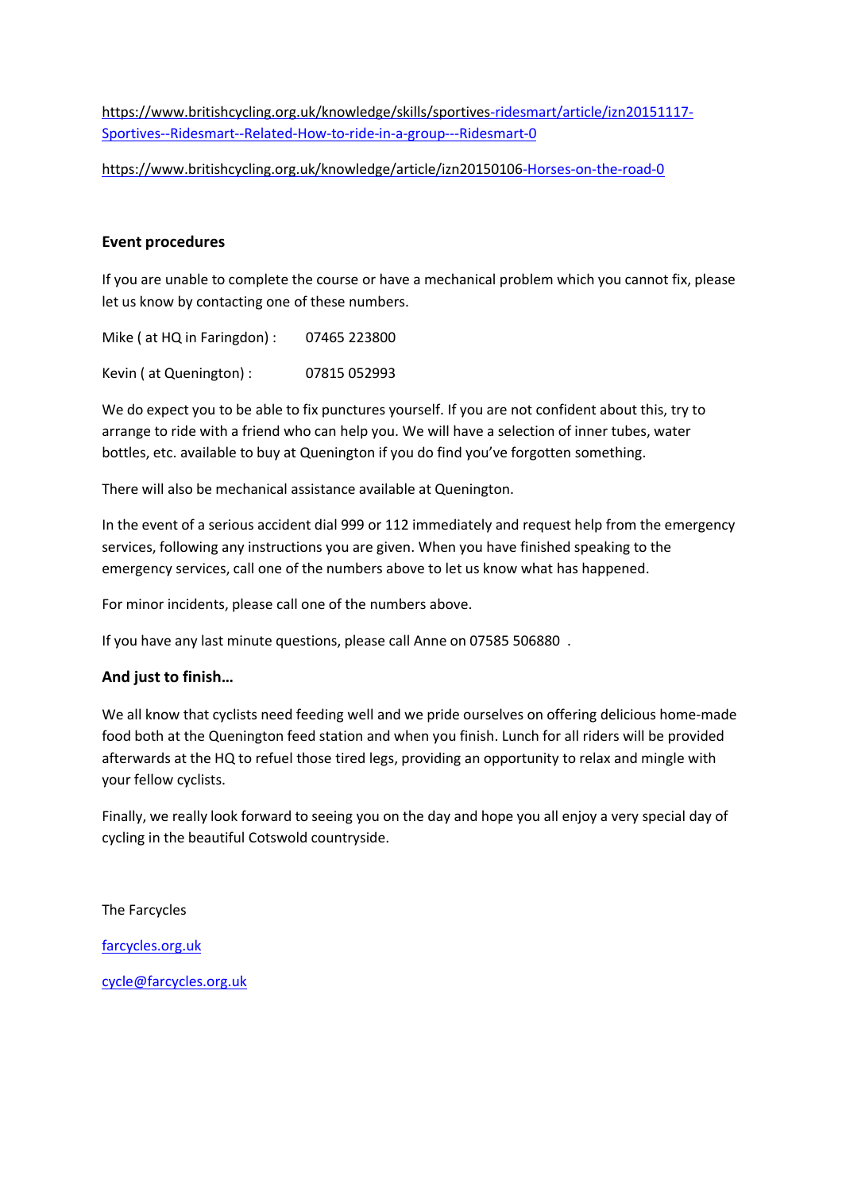https://www.britishcycling.org.uk/knowledge/skills/sportives-ridesmart/article/izn20151117-Sportives--Ridesmart--Related-How-to-ride-in-a-group---Ridesmart-0

https://www.britishcycling.org.uk/knowledge/article/izn20150106-Horses-on-the-road-0

**Event procedures**

If you are unable to complete the course or have a mechanical problem which you cannot fix, please let us know by contacting one of these numbers.

Mike ( at HQ in Faringdon) : 07465 223800

Kevin ( at Quenington) : 07815 052993

We do expect you to be able to fix punctures yourself. If you are not confident about this, try to arrange to ride with a friend who can help you. We will have a selection of inner tubes, water bottles, etc. available to buy at Quenington if you do find you've forgotten something.

There will also be mechanical assistance available at Quenington.

In the event of a serious accident dial 999 or 112 immediately and request help from the emergency services, following any instructions you are given. When you have finished speaking to the emergency services, call one of the numbers above to let us know what has happened.

For minor incidents, please call one of the numbers above.

If you have any last minute questions, please call Anne on 07585 506880 .

**And just to finish…**

We all know that cyclists need feeding well and we pride ourselves on offering delicious home-made food both at the Quenington feed station and when you finish. Lunch for all riders will be provided afterwards at the HQ to refuel those tired legs, providing an opportunity to relax and mingle with your fellow cyclists.

Finally, we really look forward to seeing you on the day and hope you all enjoy a very special day of cycling in the beautiful Cotswold countryside.

The Farcycles

farcycles.org.uk

cycle@farcycles.org.uk